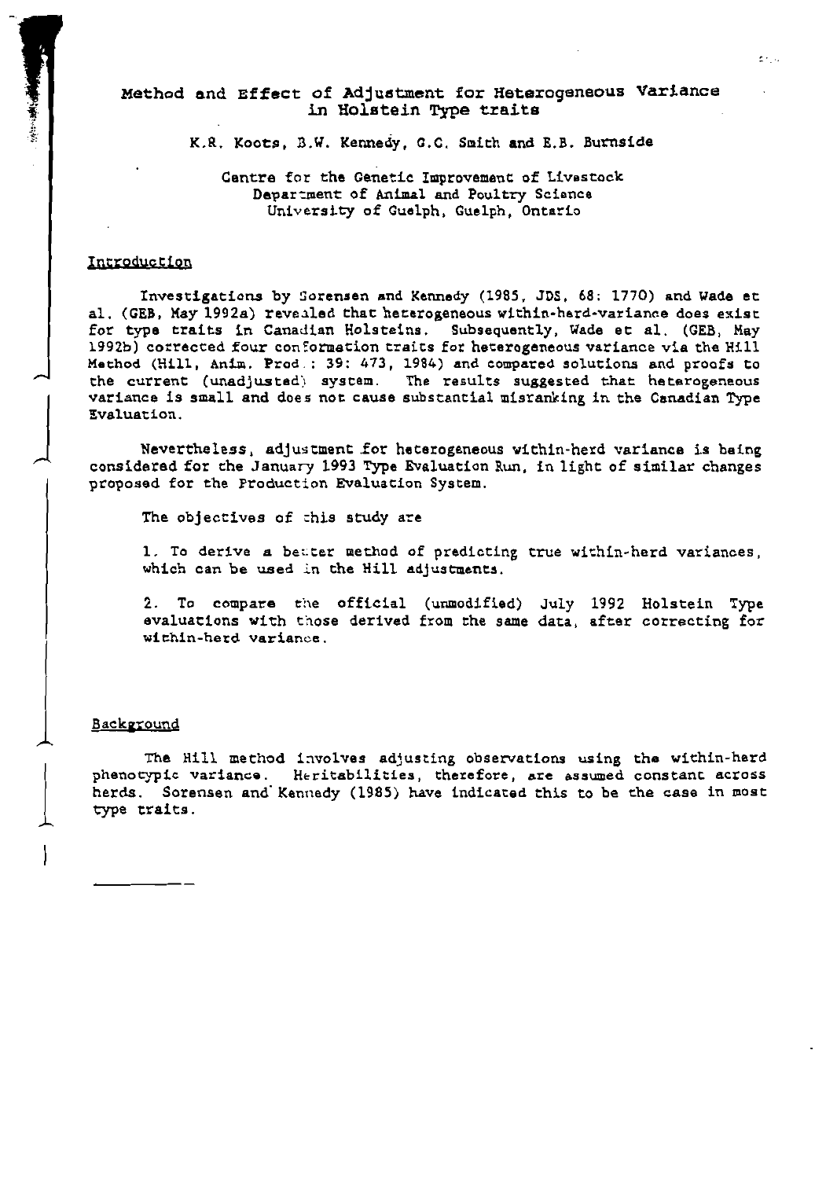# Method and Effect of Adjustment for Heterogeneous Variance in Holstein Type traits

K.R. Koots, B.W. Kennedy, G.C. Smith and E.B. Burnside

Centre for the Genetic Improvement of Livestock
Department of Animal and Poultry Science
University of Guelph, Guelph, Ontario

## Introduction

Investigations by Sorensen and Kennedy (1985, JDS, 68: 1770) and Wade et al. (GEB, May 1992a) revealed that heterogeneous within-herd-variance does exist for type traits in Canadian Holsteins. Subsequently, Wade et al. (GEB, May 1992b) corrected four conformation traits for heterogeneous variance via the Hill Method (Hill, Anim. Prod.: 39: 473, 1984) and compared solutions and proofs to the current (unadjusted) system. The results suggested that heterogeneous variance is small and does not cause substantial misranking in the Canadian Type Evaluation.

Nevertheless, adjustment for heterogeneous within-herd variance is being considered for the January 1993 Type Evaluation Run, in light of similar changes proposed for the Production Evaluation System.

The objectives of this study are

1. To derive a better method of predicting true within-herd variances, which can be used in the Hill adjustments.

2. To compare the official (unmodified) July 1992 Holstein Type evaluations with those derived from the same data, after correcting for within-herd variance.

## Background

The Hill method involves adjusting observations using the within-herd phenotypic variance. Heritabilities, therefore, are assumed constant across herds. Sorensen and Kennedy (1985) have indicated this to be the case in most type traits.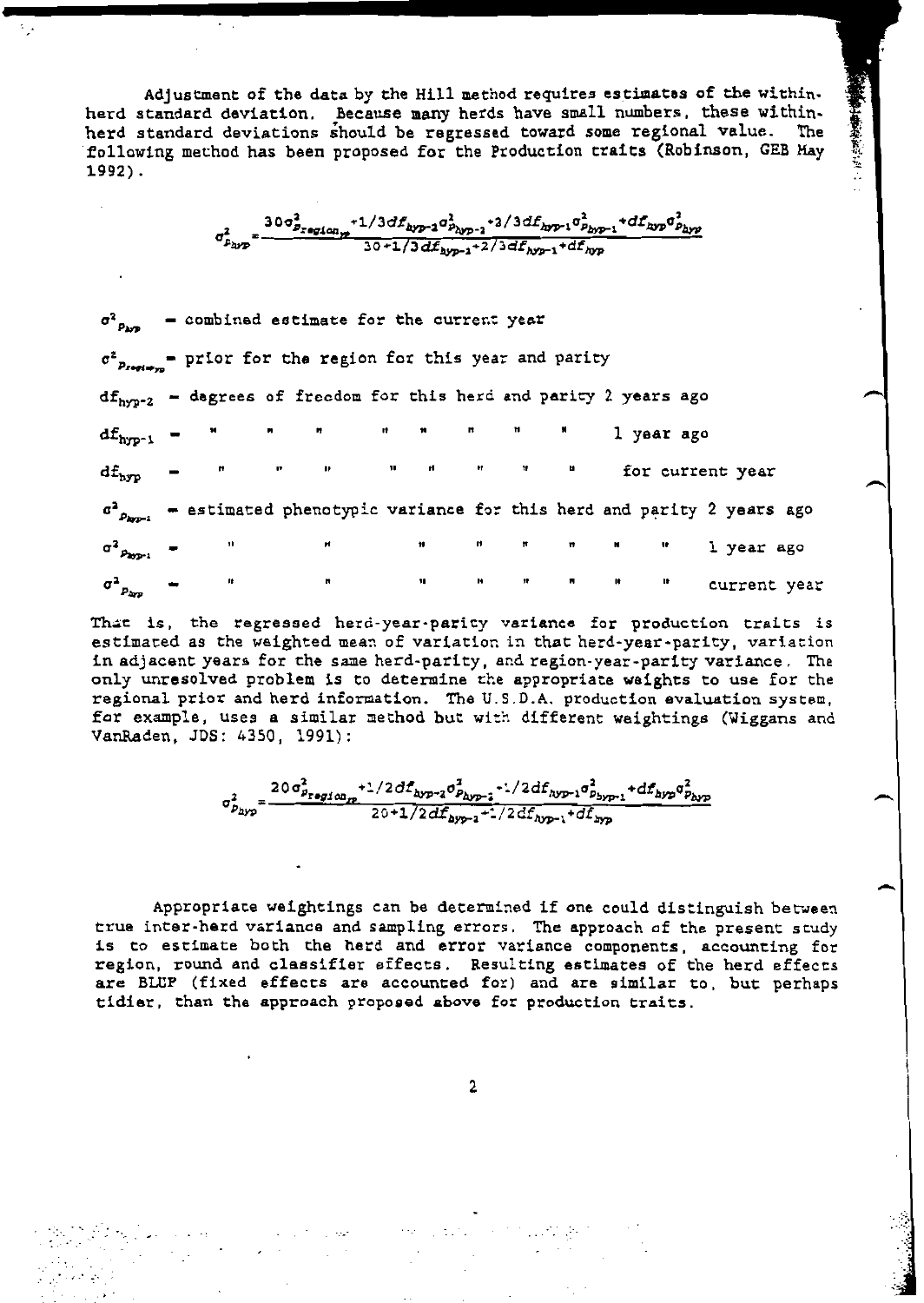Adjustment of the data by the Hill method requires estimates of the within-herd standard deviation. Because many herds have small numbers, these within-herd standard deviations should be regressed toward some regional value. The following method has been proposed for the Production traits (Robinson, GEB May 1992).

$$\sigma^2_{P_{hyp}} = \frac{30\sigma^2_{P_{region_{yp}}} + 1/3df_{hyp-2}\sigma^2_{P_{hyp-2}} + 2/3df_{hyp-1}\sigma^2_{P_{hyp-1}} + df_{hyp}\sigma^2_{P_{hyp}}}{30 + 1/3df_{hyp-2} + 2/3df_{hyp-1} + df_{hyp}}$$

$\sigma^2_{P_{hyp}}$ = combined estimate for the current year

$\sigma^2_{P_{region_{yp}}}$ = prior for the region for this year and parity

$df_{hyp-2}$ = degrees of freedom for this herd and parity 2 years ago

$df_{hyp-1}$ = " " " " " " " " 1 year ago

$df_{hyp}$ = " " " " " " " " for current year

$\sigma^2_{P_{hyp-2}}$ = estimated phenotypic variance for this herd and parity 2 years ago

$\sigma^2_{P_{hyp-1}}$ = " " " " " " " " 1 year ago

$\sigma^2_{P_{hyp}}$ = " " " " " " " " current year

That is, the regressed herd-year-parity variance for production traits is estimated as the weighted mean of variation in that herd-year-parity, variation in adjacent years for the same herd-parity, and region-year-parity variance. The only unresolved problem is to determine the appropriate weights to use for the regional prior and herd information. The U.S.D.A. production evaluation system, for example, uses a similar method but with different weightings (Wiggans and VanRaden, JDS: 4350, 1991):

$$\sigma^2_{P_{hyp}} = \frac{20\sigma^2_{P_{region_{yp}}} + 1/2df_{hyp-2}\sigma^2_{P_{hyp-2}} + 1/2df_{hyp-1}\sigma^2_{P_{hyp-1}} + df_{hyp}\sigma^2_{P_{hyp}}}{20 + 1/2df_{hyp-2} + 1/2df_{hyp-1} + df_{hyp}}$$

Appropriate weightings can be determined if one could distinguish between true inter-herd variance and sampling errors. The approach of the present study is to estimate both the herd and error variance components, accounting for region, round and classifier effects. Resulting estimates of the herd effects are BLUP (fixed effects are accounted for) and are similar to, but perhaps tidier, than the approach proposed above for production traits.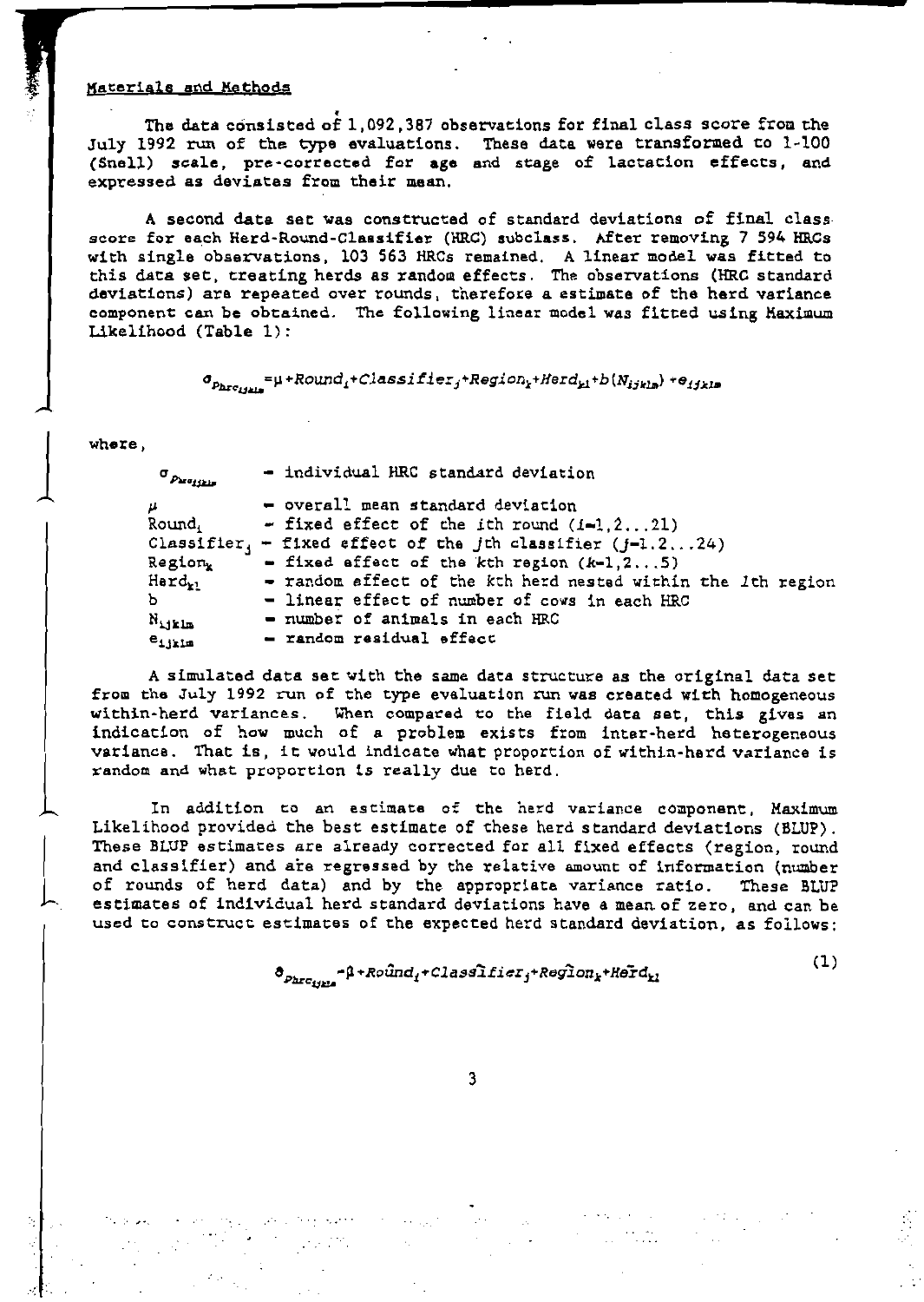## Materials and Methods

The data consisted of 1,092,387 observations for final class score from the July 1992 run of the type evaluations. These data were transformed to 1-100 (Snell) scale, pre-corrected for age and stage of lactation effects, and expressed as deviates from their mean.

A second data set was constructed of standard deviations of final class score for each Herd-Round-Classifier (HRC) subclass. After removing 7 594 HRCs with single observations, 103 563 HRCs remained. A linear model was fitted to this data set, treating herds as random effects. The observations (HRC standard deviations) are repeated over rounds, therefore a estimate of the herd variance component can be obtained. The following linear model was fitted using Maximum Likelihood (Table 1):

$$\sigma_{P_{hrc_{ijklm}}} = \mu + Round_i + Classifier_j + Region_k + Herd_{kl} + b(N_{ijklm}) + e_{ijklm}$$

where,

| | |
|---|---|
| $\sigma_{P_{hrc_{ijklm}}}$ | - individual HRC standard deviation |
| $\mu$ | - overall mean standard deviation |
| $Round_i$ | - fixed effect of the ith round ($i$=1,2...21) |
| $Classifier_j$ | - fixed effect of the jth classifier ($j$=1.2...24) |
| $Region_k$ | - fixed effect of the kth region ($k$=1,2...5) |
| $Herd_{kl}$ | - random effect of the kth herd nested within the lth region |
| b | - linear effect of number of cows in each HRC |
| $N_{ijklm}$ | - number of animals in each HRC |
| $e_{ijklm}$ | - random residual effect |

A simulated data set with the same data structure as the original data set from the July 1992 run of the type evaluation run was created with homogeneous within-herd variances. When compared to the field data set, this gives an indication of how much of a problem exists from inter-herd heterogeneous variance. That is, it would indicate what proportion of within-herd variance is random and what proportion is really due to herd.

In addition to an estimate of the herd variance component, Maximum Likelihood provided the best estimate of these herd standard deviations (BLUP). These BLUP estimates are already corrected for all fixed effects (region, round and classifier) and are regressed by the relative amount of information (number of rounds of herd data) and by the appropriate variance ratio. These BLUP estimates of individual herd standard deviations have a mean of zero, and can be used to construct estimates of the expected herd standard deviation, as follows:

$$\hat{\sigma}_{P_{hrc_{ijklm}}} = \hat{\mu} + \widehat{Round}_i + \widehat{Classifier}_j + \widehat{Region}_k + \widetilde{Herd}_{kl} \tag{1}$$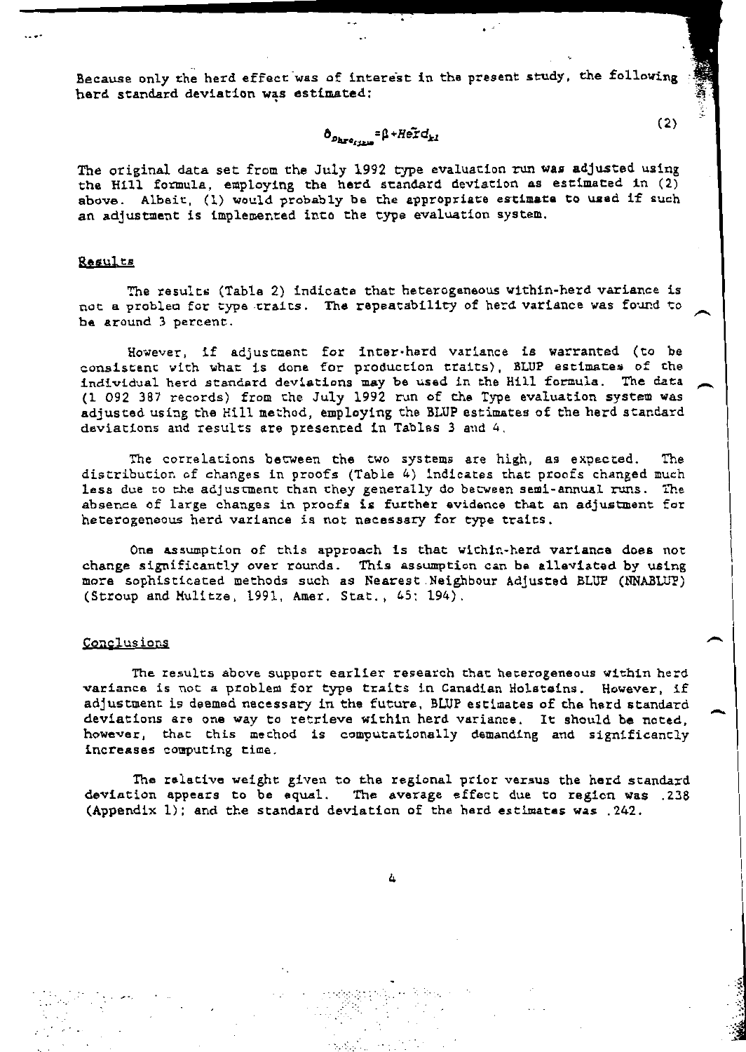Because only the herd effect was of interest in the present study, the following herd standard deviation was estimated:

$$\hat{\sigma}_{p_{hre_{ijkm}}} = \beta + \tilde{Herd}_{kl} \tag{2}$$

The original data set from the July 1992 type evaluation run was adjusted using the Hill formula, employing the herd standard deviation as estimated in (2) above. Albeit, (1) would probably be the appropriate estimate to used if such an adjustment is implemented into the type evaluation system.

## Results

The results (Table 2) indicate that heterogeneous within-herd variance is not a problem for type traits. The repeatability of herd variance was found to be around 3 percent.

However, if adjustment for inter-herd variance is warranted (to be consistent with what is done for production traits), BLUP estimates of the individual herd standard deviations may be used in the Hill formula. The data (1 092 387 records) from the July 1992 run of the Type evaluation system was adjusted using the Hill method, employing the BLUP estimates of the herd standard deviations and results are presented in Tables 3 and 4.

The correlations between the two systems are high, as expected. The distribution of changes in proofs (Table 4) indicates that proofs changed much less due to the adjustment than they generally do between semi-annual runs. The absence of large changes in proofs is further evidence that an adjustment for heterogeneous herd variance is not necessary for type traits.

One assumption of this approach is that within-herd variance does not change significantly over rounds. This assumption can be alleviated by using more sophisticated methods such as Nearest Neighbour Adjusted BLUP (NNABLUP) (Stroup and Mulitze, 1991, Amer. Stat., 45: 194).

## Conclusions

The results above support earlier research that heterogeneous within herd variance is not a problem for type traits in Canadian Holsteins. However, if adjustment is deemed necessary in the future, BLUP estimates of the herd standard deviations are one way to retrieve within herd variance. It should be noted, however, that this method is computationally demanding and significantly increases computing time.

The relative weight given to the regional prior versus the herd standard deviation appears to be equal. The average effect due to region was .238 (Appendix 1); and the standard deviation of the herd estimates was .242.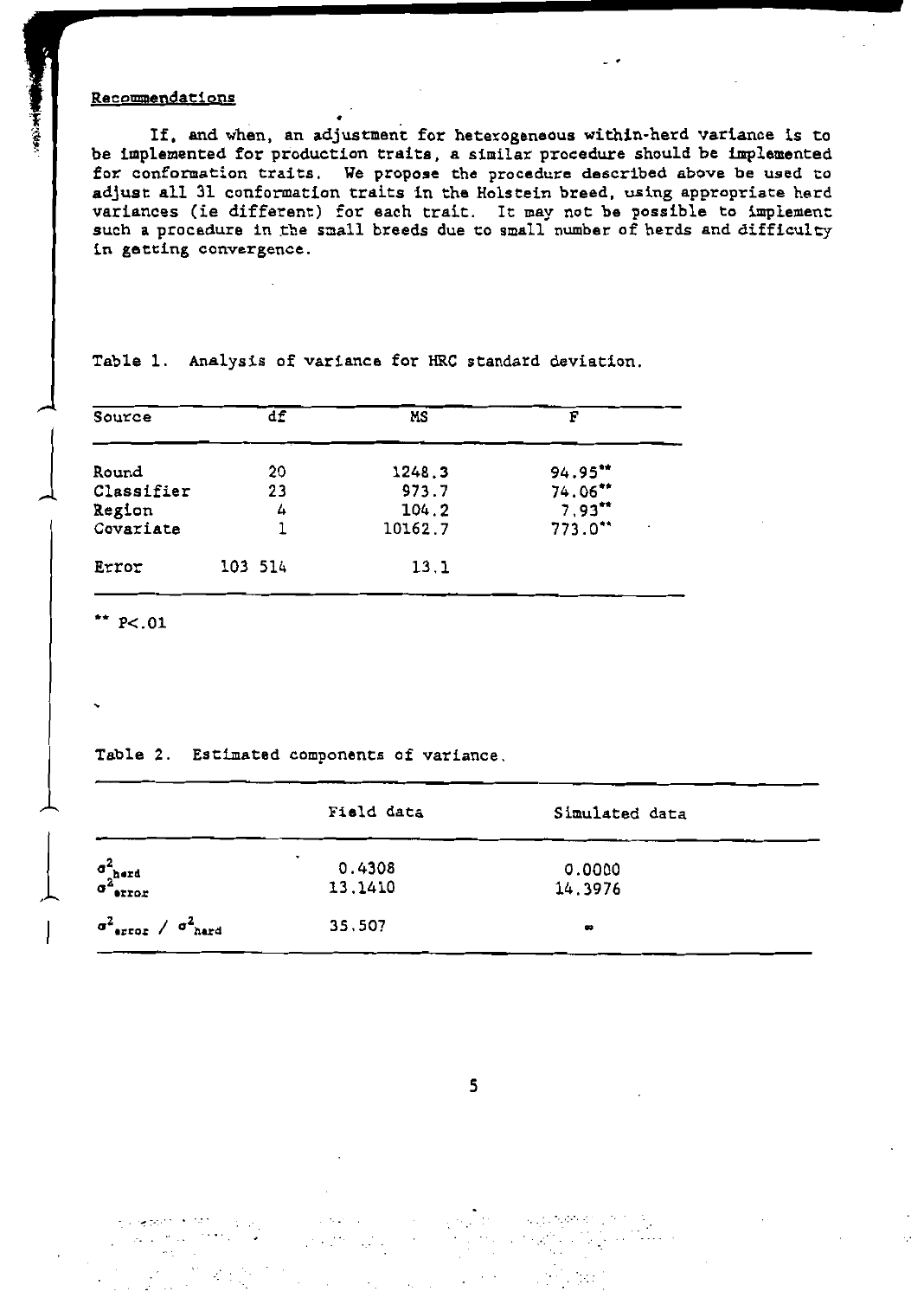## Recommendations

If, and when, an adjustment for heterogeneous within-herd variance is to be implemented for production traits, a similar procedure should be implemented for conformation traits. We propose the procedure described above be used to adjust all 31 conformation traits in the Holstein breed, using appropriate herd variances (ie different) for each trait. It may not be possible to implement such a procedure in the small breeds due to small number of herds and difficulty in getting convergence.

Table 1. Analysis of variance for HRC standard deviation.

| Source | df | MS | F |
|---|---|---|---|
| Round | 20 | 1248.3 | 94.95** |
| Classifier | 23 | 973.7 | 74.06** |
| Region | 4 | 104.2 | 7.93** |
| Covariate | 1 | 10162.7 | 773.0** |
| Error | 103 514 | 13.1 | |

** $P<.01$

Table 2. Estimated components of variance.

| | Field data | Simulated data |
|---|---|---|
| $\sigma^2_{herd}$ | 0.4308 | 0.0000 |
| $\sigma^2_{error}$ | 13.1410 | 14.3976 |
| $\sigma^2_{error} / \sigma^2_{herd}$ | 35.507 | $\infty$ |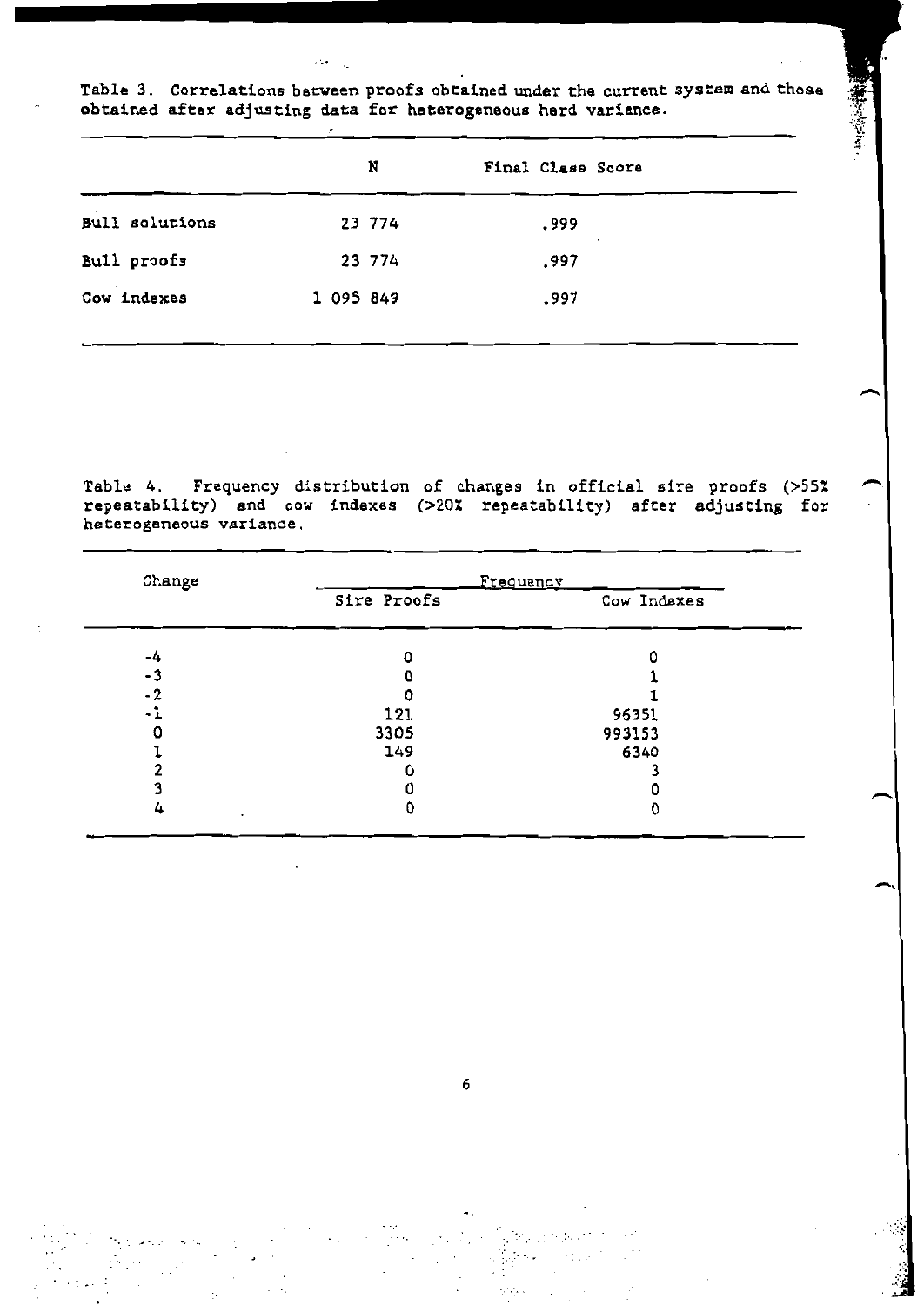Table 3. Correlations between proofs obtained under the current system and those obtained after adjusting data for heterogeneous herd variance.

| | N | Final Class Score |
|---|---|---|
| Bull solutions | 23 774 | .999 |
| Bull proofs | 23 774 | .997 |
| Cow indexes | 1 095 849 | .997 |

Table 4. Frequency distribution of changes in official sire proofs (>55% repeatability) and cow indexes (>20% repeatability) after adjusting for heterogeneous variance.

| Change | Frequency | |
|---|---|---|
| | Sire Proofs | Cow Indexes |
| -4 | 0 | 0 |
| -3 | 0 | 1 |
| -2 | 0 | 1 |
| -1 | 121 | 96351 |
| 0 | 3305 | 993153 |
| 1 | 149 | 6340 |
| 2 | 0 | 3 |
| 3 | 0 | 0 |
| 4 | 0 | 0 |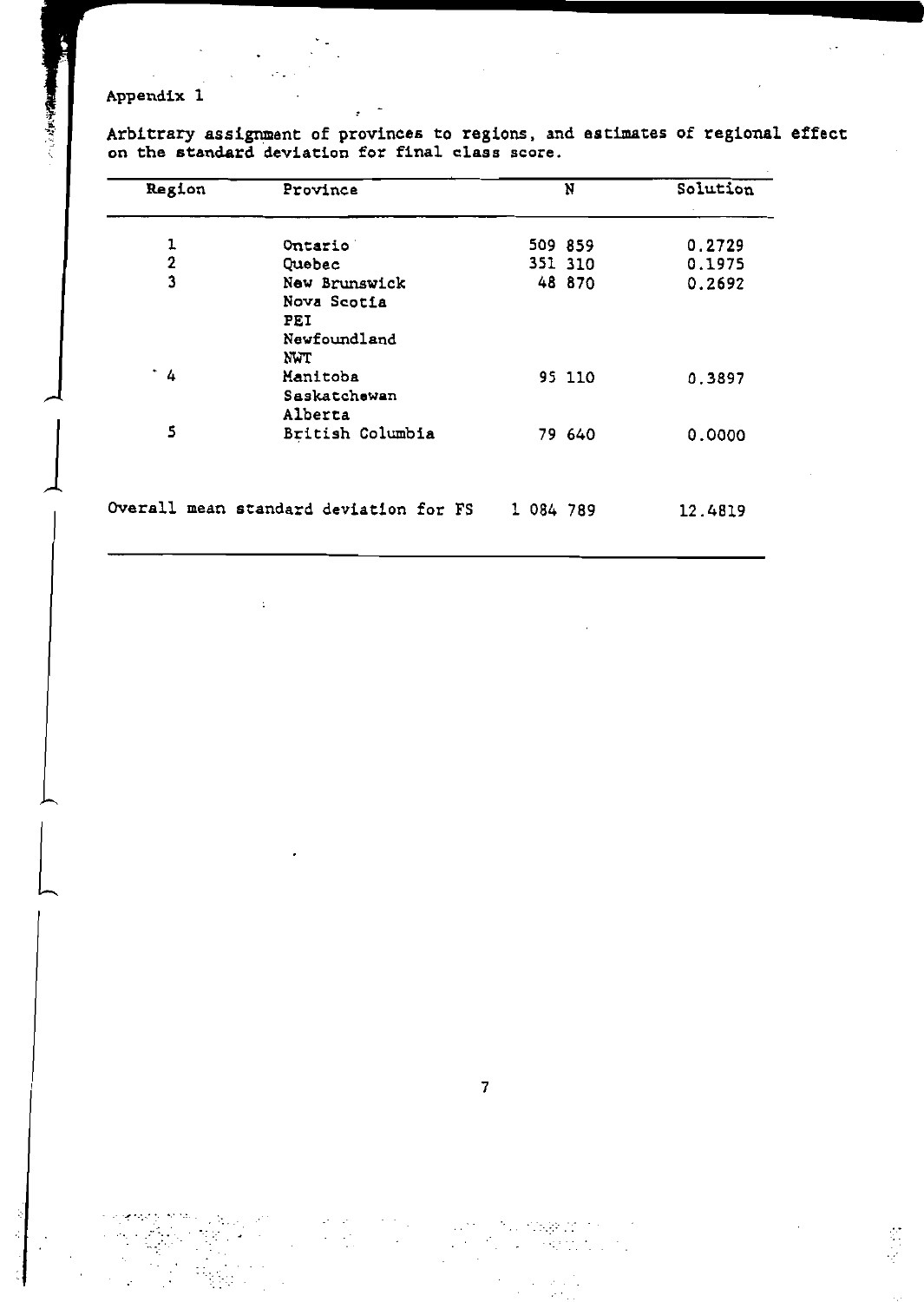Appendix 1

Arbitrary assignment of provinces to regions, and estimates of regional effect on the standard deviation for final class score.

| Region | Province | N | Solution |
|---|---|---|---|
| 1 | Ontario | 509 859 | 0.2729 |
| 2 | Quebec | 351 310 | 0.1975 |
| 3 | New Brunswick<br>Nova Scotia<br>PEI<br>Newfoundland<br>NWT | 48 870 | 0.2692 |
| 4 | Manitoba<br>Saskatchewan<br>Alberta | 95 110 | 0.3897 |
| 5 | British Columbia | 79 640 | 0.0000 |
| Overall mean standard deviation for FS | | 1 084 789 | 12.4819 |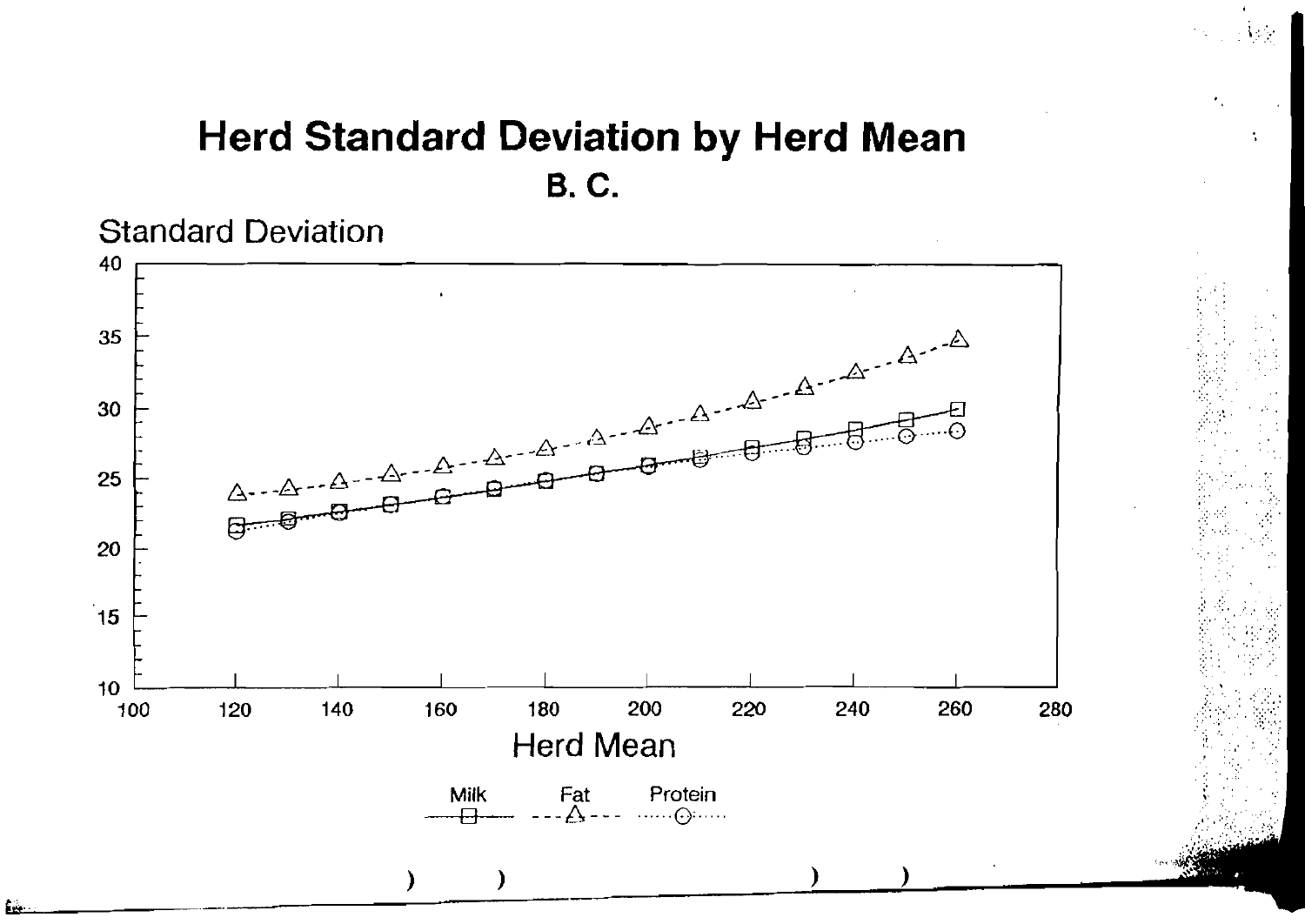# Herd Standard Deviation by Herd Mean

## B. C.

Standard Deviation

Herd Mean

Milk — Fat — Protein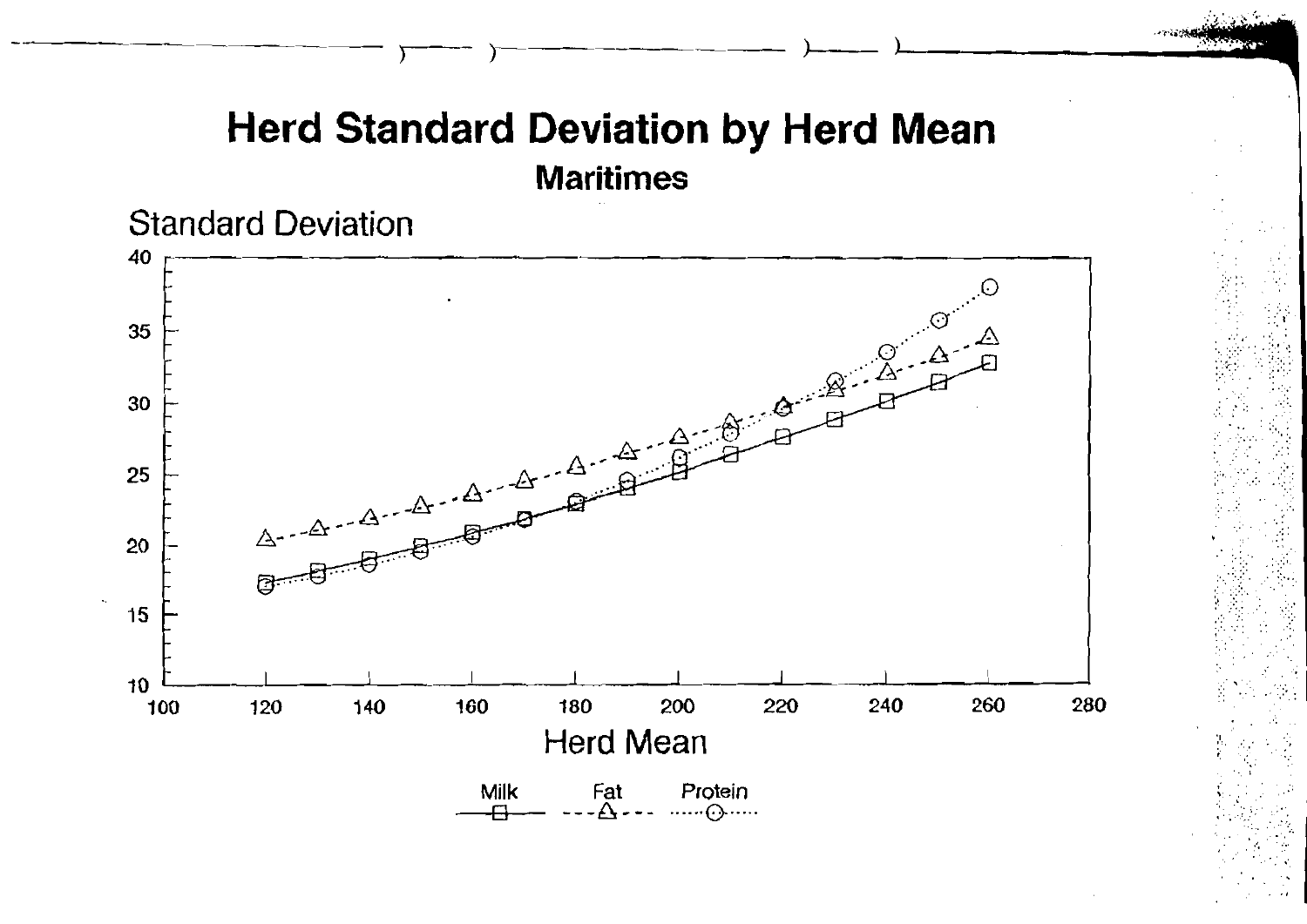# Herd Standard Deviation by Herd Mean

## Maritimes

Standard Deviation

Herd Mean

Milk — Fat — Protein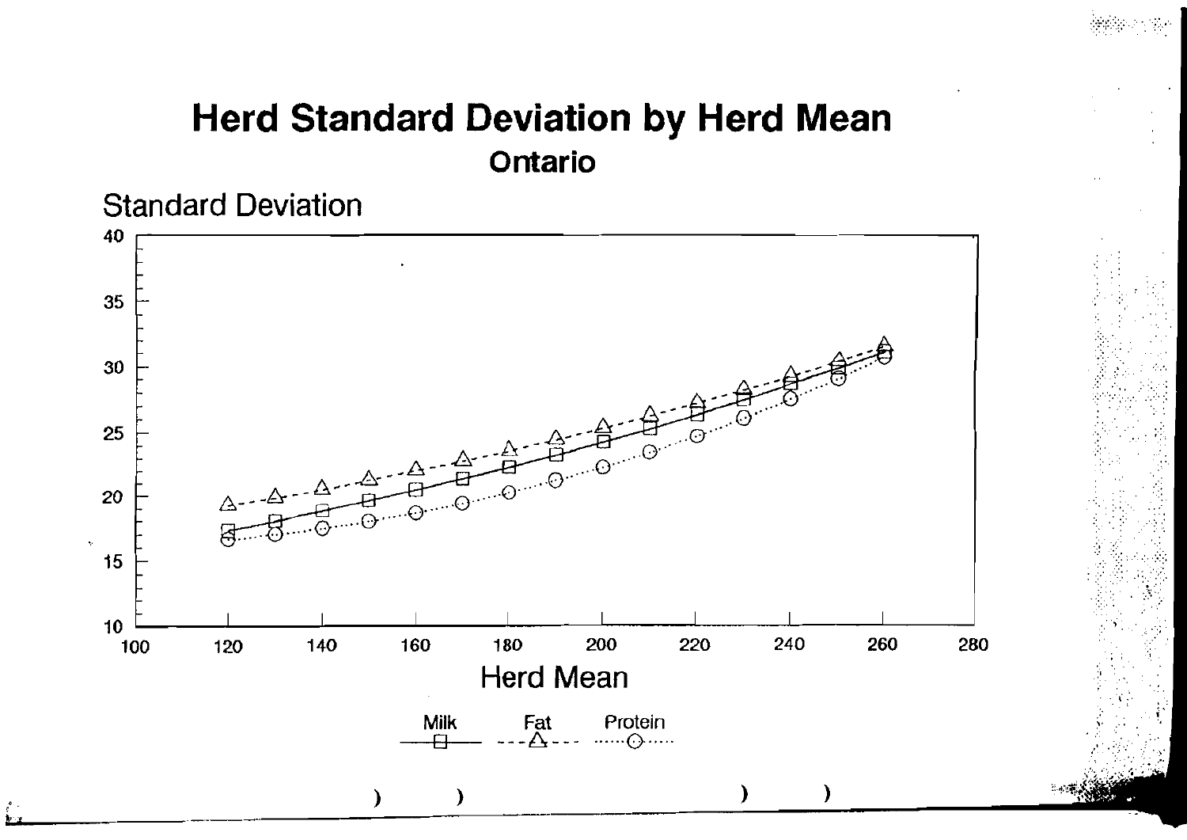# Herd Standard Deviation by Herd Mean

## Ontario

Standard Deviation

Herd Mean

Milk Fat Protein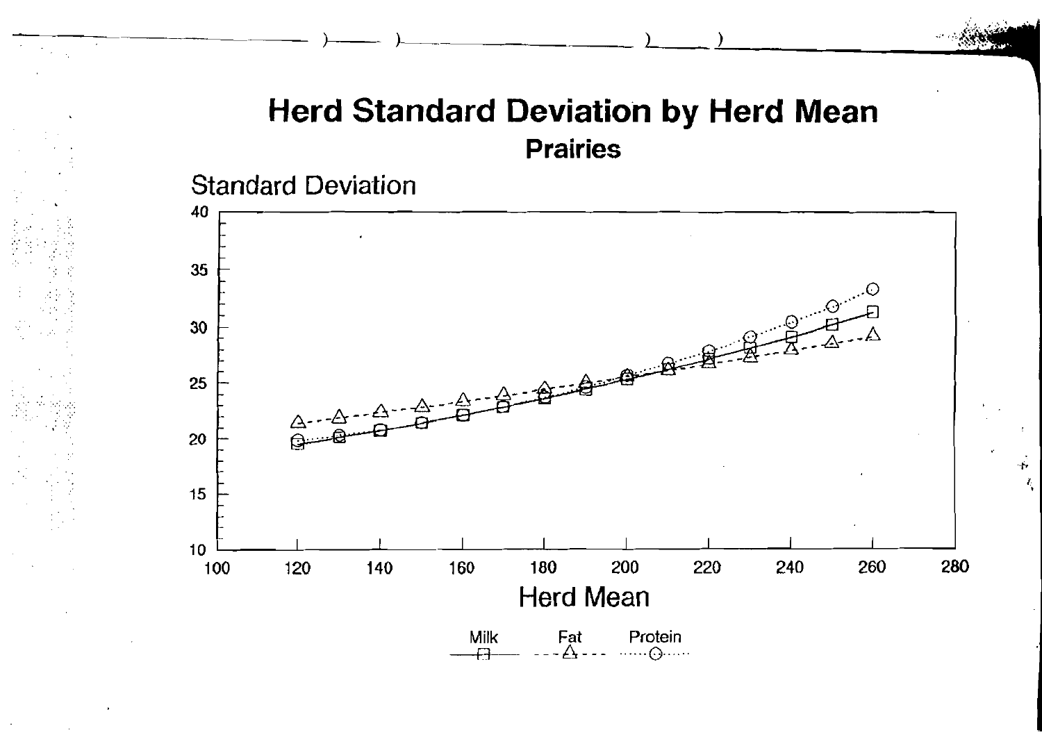# Herd Standard Deviation by Herd Mean

**Prairies**

Standard Deviation

Herd Mean

Milk — Fat — Protein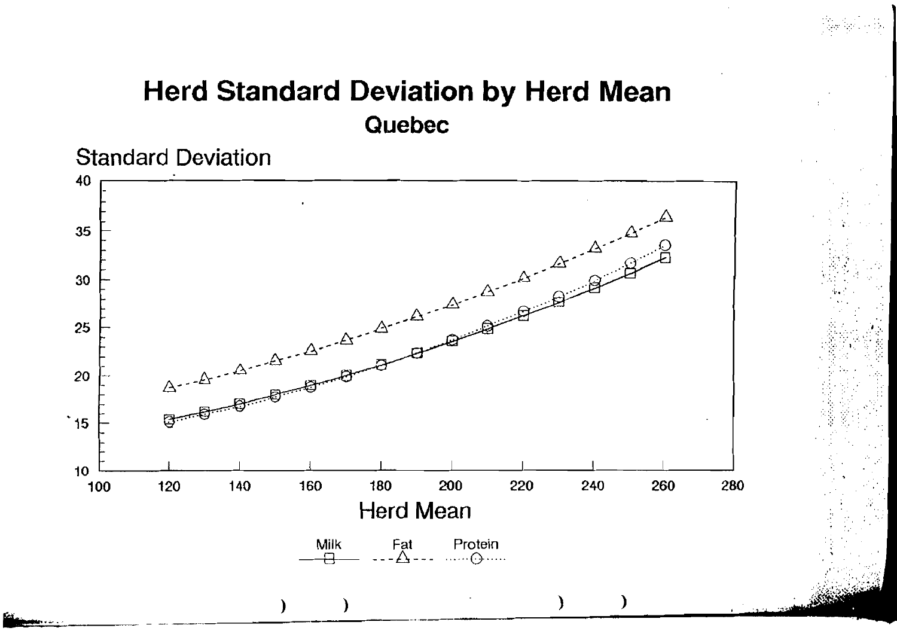# Herd Standard Deviation by Herd Mean

## Quebec

Standard Deviation

Herd Mean

Milk — Fat — Protein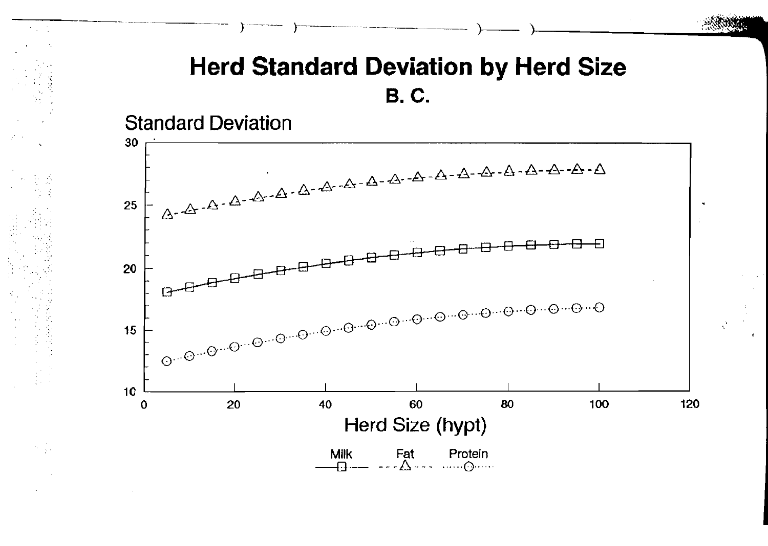# Herd Standard Deviation by Herd Size

## B. C.

Standard Deviation

Herd Size (hypt)

Milk — Fat — Protein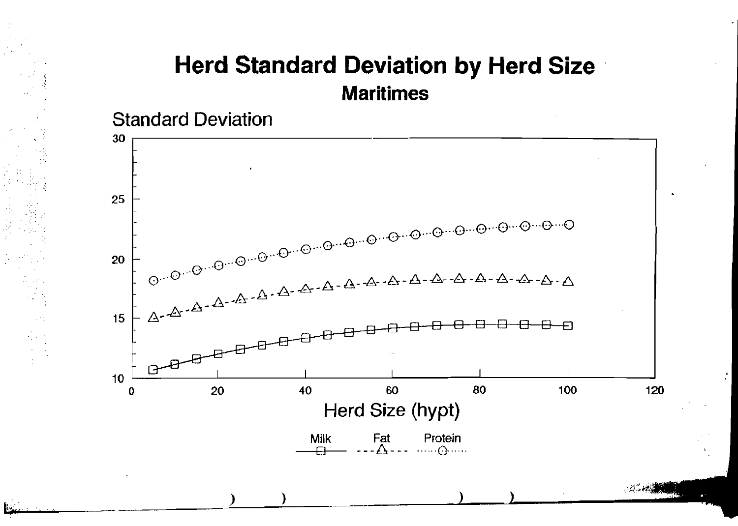# Herd Standard Deviation by Herd Size

## Maritimes

Standard Deviation

Herd Size (hypt)

Milk — Fat — Protein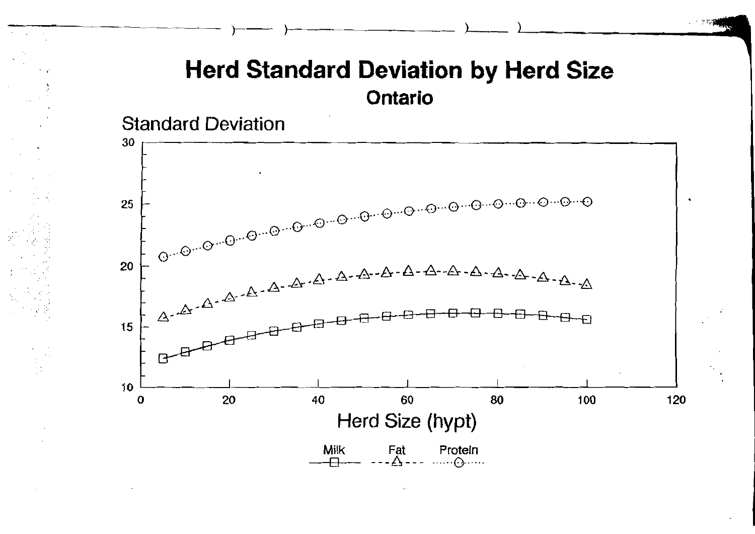# Herd Standard Deviation by Herd Size

**Ontario**

Standard Deviation

Herd Size (hypt)

Milk Fat Protein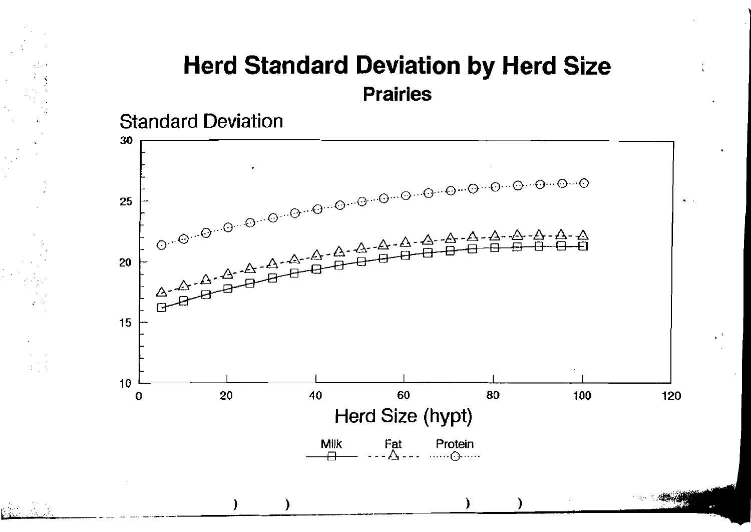# Herd Standard Deviation by Herd Size

## Prairies

Standard Deviation

Herd Size (hypt)

Milk — Fat — Protein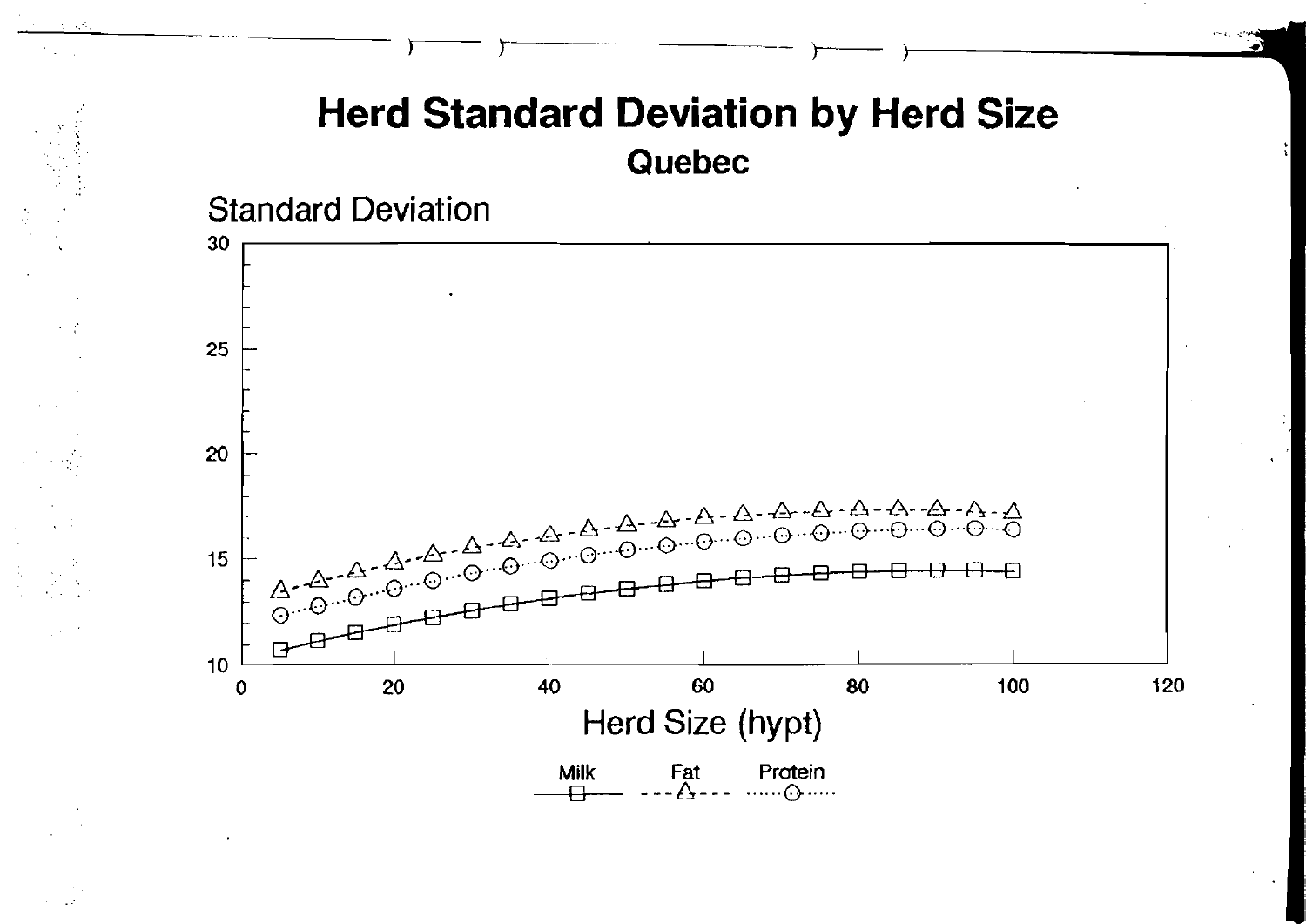# Herd Standard Deviation by Herd Size

**Quebec**

Standard Deviation

30

25

20

15

10

0 20 40 60 80 100 120

Herd Size (hypt)

Milk Fat Protein